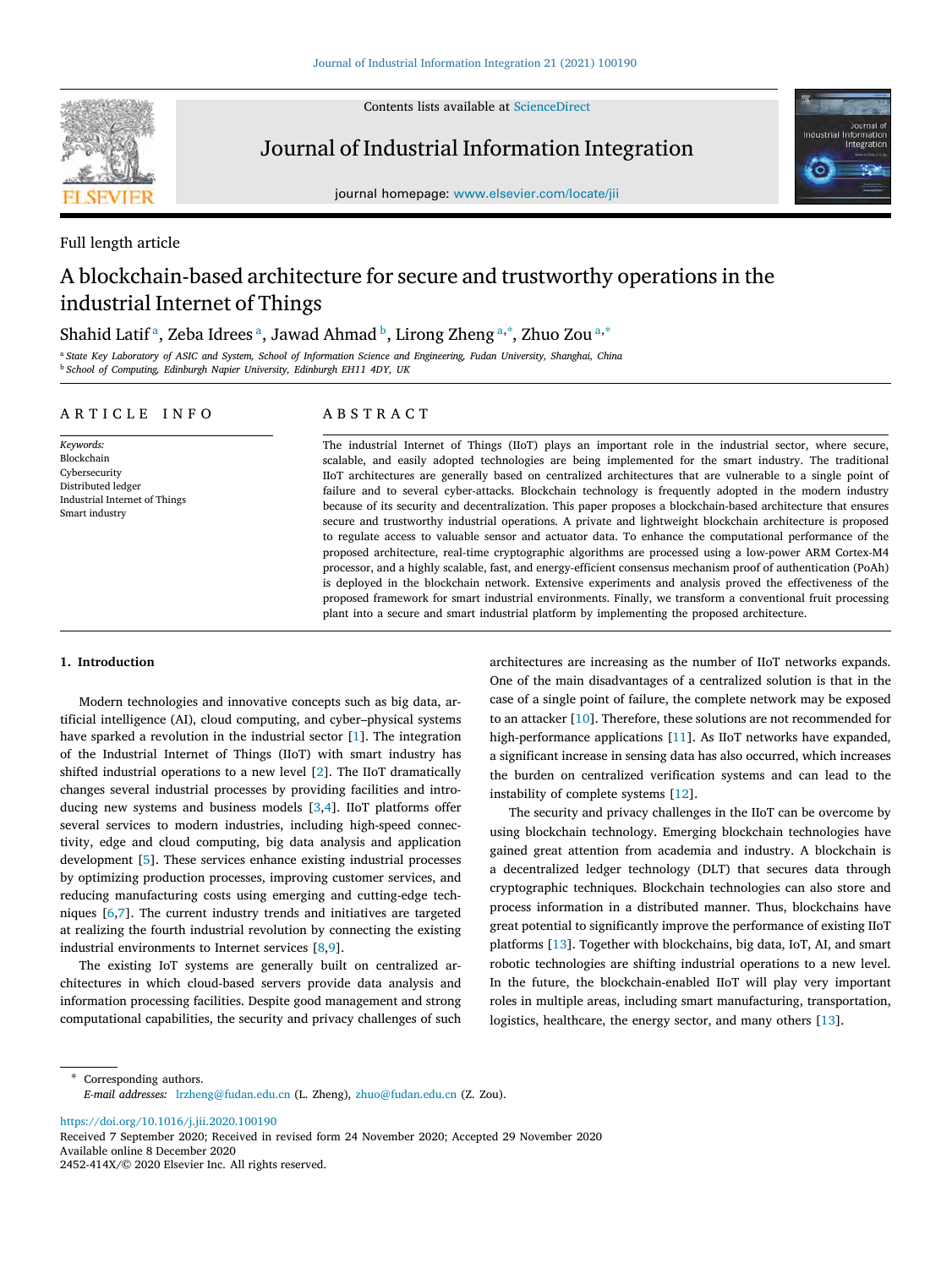Full length article

# A blockchain-based architecture for secure and trustworthy operations in the industrial Internet of Things

Shahid Latif [a], Zeba Idrees [a], Jawad Ahmad [b], Lirong Zheng [a,*], Zhuo Zou [a,*]

[a] State Key Laboratory of ASIC and System, School of Information Science and Engineering, Fudan University, Shanghai, China
[b] School of Computing, Edinburgh Napier University, Edinburgh EH11 4DY, UK

## ARTICLE INFO

*Keywords:*
Blockchain
Cybersecurity
Distributed ledger
Industrial Internet of Things
Smart industry

## ABSTRACT

The industrial Internet of Things (IIoT) plays an important role in the industrial sector, where secure, scalable, and easily adopted technologies are being implemented for the smart industry. The traditional IIoT architectures are generally based on centralized architectures that are vulnerable to a single point of failure and to several cyber-attacks. Blockchain technology is frequently adopted in the modern industry because of its security and decentralization. This paper proposes a blockchain-based architecture that ensures secure and trustworthy industrial operations. A private and lightweight blockchain architecture is proposed to regulate access to valuable sensor and actuator data. To enhance the computational performance of the proposed architecture, real-time cryptographic algorithms are processed using a low-power ARM Cortex-M4 processor, and a highly scalable, fast, and energy-efficient consensus mechanism proof of authentication (PoAh) is deployed in the blockchain network. Extensive experiments and analysis proved the effectiveness of the proposed framework for smart industrial environments. Finally, we transform a conventional fruit processing plant into a secure and smart industrial platform by implementing the proposed architecture.

## 1. Introduction

Modern technologies and innovative concepts such as big data, artificial intelligence (AI), cloud computing, and cyber–physical systems have sparked a revolution in the industrial sector [1]. The integration of the Industrial Internet of Things (IIoT) with smart industry has shifted industrial operations to a new level [2]. The IIoT dramatically changes several industrial processes by providing facilities and introducing new systems and business models [3,4]. IIoT platforms offer several services to modern industries, including high-speed connectivity, edge and cloud computing, big data analysis and application development [5]. These services enhance existing industrial processes by optimizing production processes, improving customer services, and reducing manufacturing costs using emerging and cutting-edge techniques [6,7]. The current industry trends and initiatives are targeted at realizing the fourth industrial revolution by connecting the existing industrial environments to Internet services [8,9].

The existing IoT systems are generally built on centralized architectures in which cloud-based servers provide data analysis and information processing facilities. Despite good management and strong computational capabilities, the security and privacy challenges of such architectures are increasing as the number of IIoT networks expands. One of the main disadvantages of a centralized solution is that in the case of a single point of failure, the complete network may be exposed to an attacker [10]. Therefore, these solutions are not recommended for high-performance applications [11]. As IIoT networks have expanded, a significant increase in sensing data has also occurred, which increases the burden on centralized verification systems and can lead to the instability of complete systems [12].

The security and privacy challenges in the IIoT can be overcome by using blockchain technology. Emerging blockchain technologies have gained great attention from academia and industry. A blockchain is a decentralized ledger technology (DLT) that secures data through cryptographic techniques. Blockchain technologies can also store and process information in a distributed manner. Thus, blockchains have great potential to significantly improve the performance of existing IIoT platforms [13]. Together with blockchains, big data, IoT, AI, and smart robotic technologies are shifting industrial operations to a new level. In the future, the blockchain-enabled IIoT will play very important roles in multiple areas, including smart manufacturing, transportation, logistics, healthcare, the energy sector, and many others [13].

\* Corresponding authors.
*E-mail addresses:* lrzheng@fudan.edu.cn (L. Zheng), zhuo@fudan.edu.cn (Z. Zou).

https://doi.org/10.1016/j.jii.2020.100190
Received 7 September 2020; Received in revised form 24 November 2020; Accepted 29 November 2020
Available online 8 December 2020
2452-414X/© 2020 Elsevier Inc. All rights reserved.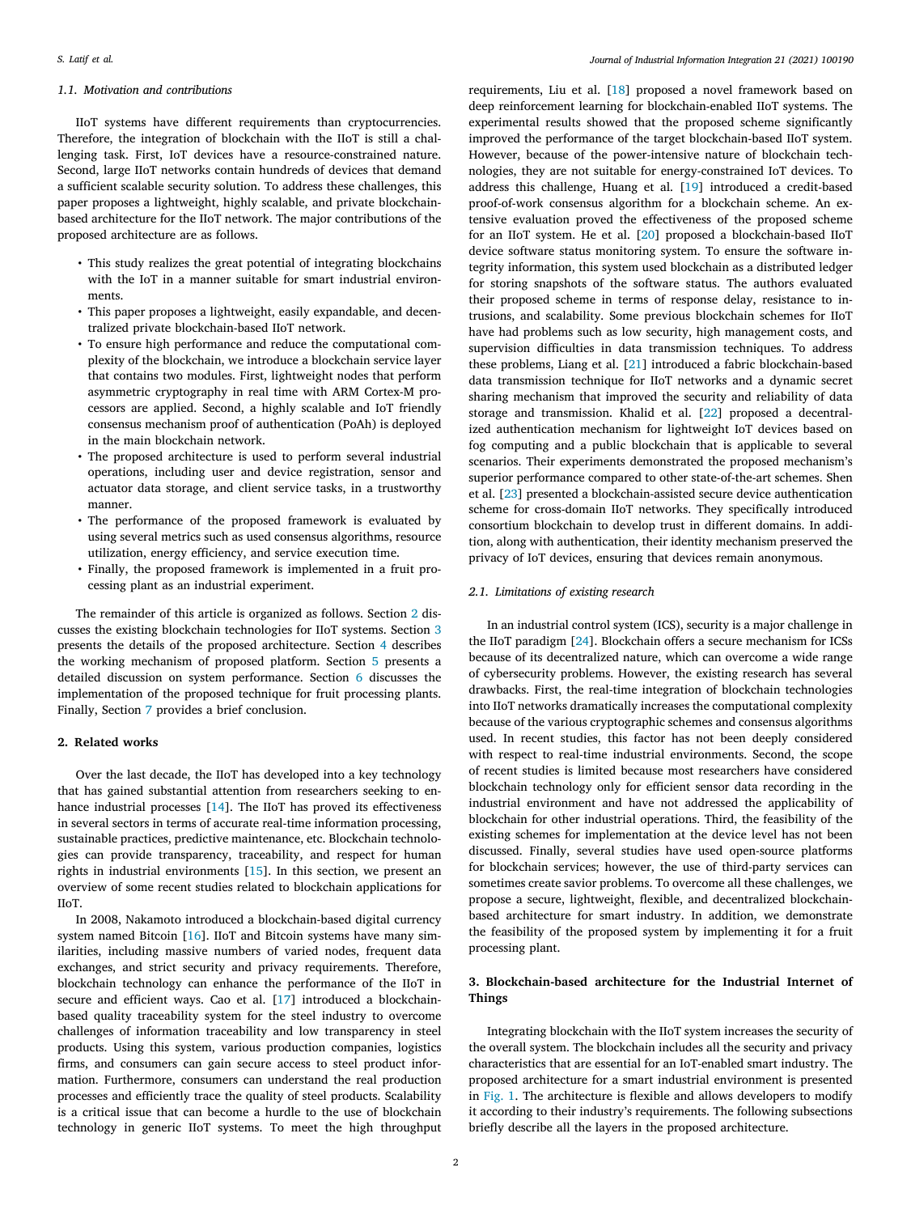### 1.1. Motivation and contributions

IIoT systems have different requirements than cryptocurrencies. Therefore, the integration of blockchain with the IIoT is still a challenging task. First, IoT devices have a resource-constrained nature. Second, large IIoT networks contain hundreds of devices that demand a sufficient scalable security solution. To address these challenges, this paper proposes a lightweight, highly scalable, and private blockchain-based architecture for the IIoT network. The major contributions of the proposed architecture are as follows.

- This study realizes the great potential of integrating blockchains with the IoT in a manner suitable for smart industrial environments.
- This paper proposes a lightweight, easily expandable, and decentralized private blockchain-based IIoT network.
- To ensure high performance and reduce the computational complexity of the blockchain, we introduce a blockchain service layer that contains two modules. First, lightweight nodes that perform asymmetric cryptography in real time with ARM Cortex-M processors are applied. Second, a highly scalable and IoT friendly consensus mechanism proof of authentication (PoAh) is deployed in the main blockchain network.
- The proposed architecture is used to perform several industrial operations, including user and device registration, sensor and actuator data storage, and client service tasks, in a trustworthy manner.
- The performance of the proposed framework is evaluated by using several metrics such as used consensus algorithms, resource utilization, energy efficiency, and service execution time.
- Finally, the proposed framework is implemented in a fruit processing plant as an industrial experiment.

The remainder of this article is organized as follows. Section 2 discusses the existing blockchain technologies for IIoT systems. Section 3 presents the details of the proposed architecture. Section 4 describes the working mechanism of proposed platform. Section 5 presents a detailed discussion on system performance. Section 6 discusses the implementation of the proposed technique for fruit processing plants. Finally, Section 7 provides a brief conclusion.

## 2. Related works

Over the last decade, the IIoT has developed into a key technology that has gained substantial attention from researchers seeking to enhance industrial processes [14]. The IIoT has proved its effectiveness in several sectors in terms of accurate real-time information processing, sustainable practices, predictive maintenance, etc. Blockchain technologies can provide transparency, traceability, and respect for human rights in industrial environments [15]. In this section, we present an overview of some recent studies related to blockchain applications for IIoT.

In 2008, Nakamoto introduced a blockchain-based digital currency system named Bitcoin [16]. IIoT and Bitcoin systems have many similarities, including massive numbers of varied nodes, frequent data exchanges, and strict security and privacy requirements. Therefore, blockchain technology can enhance the performance of the IIoT in secure and efficient ways. Cao et al. [17] introduced a blockchain-based quality traceability system for the steel industry to overcome challenges of information traceability and low transparency in steel products. Using this system, various production companies, logistics firms, and consumers can gain secure access to steel product information. Furthermore, consumers can understand the real production processes and efficiently trace the quality of steel products. Scalability is a critical issue that can become a hurdle to the use of blockchain technology in generic IIoT systems. To meet the high throughput requirements, Liu et al. [18] proposed a novel framework based on deep reinforcement learning for blockchain-enabled IIoT systems. The experimental results showed that the proposed scheme significantly improved the performance of the target blockchain-based IIoT system. However, because of the power-intensive nature of blockchain technologies, they are not suitable for energy-constrained IoT devices. To address this challenge, Huang et al. [19] introduced a credit-based proof-of-work consensus algorithm for a blockchain scheme. An extensive evaluation proved the effectiveness of the proposed scheme for an IIoT system. He et al. [20] proposed a blockchain-based IIoT device software status monitoring system. To ensure the software integrity information, this system used blockchain as a distributed ledger for storing snapshots of the software status. The authors evaluated their proposed scheme in terms of response delay, resistance to intrusions, and scalability. Some previous blockchain schemes for IIoT have had problems such as low security, high management costs, and supervision difficulties in data transmission techniques. To address these problems, Liang et al. [21] introduced a fabric blockchain-based data transmission technique for IIoT networks and a dynamic secret sharing mechanism that improved the security and reliability of data storage and transmission. Khalid et al. [22] proposed a decentralized authentication mechanism for lightweight IoT devices based on fog computing and a public blockchain that is applicable to several scenarios. Their experiments demonstrated the proposed mechanism's superior performance compared to other state-of-the-art schemes. Shen et al. [23] presented a blockchain-assisted secure device authentication scheme for cross-domain IIoT networks. They specifically introduced consortium blockchain to develop trust in different domains. In addition, along with authentication, their identity mechanism preserved the privacy of IoT devices, ensuring that devices remain anonymous.

### 2.1. Limitations of existing research

In an industrial control system (ICS), security is a major challenge in the IIoT paradigm [24]. Blockchain offers a secure mechanism for ICSs because of its decentralized nature, which can overcome a wide range of cybersecurity problems. However, the existing research has several drawbacks. First, the real-time integration of blockchain technologies into IIoT networks dramatically increases the computational complexity because of the various cryptographic schemes and consensus algorithms used. In recent studies, this factor has not been deeply considered with respect to real-time industrial environments. Second, the scope of recent studies is limited because most researchers have considered blockchain technology only for efficient sensor data recording in the industrial environment and have not addressed the applicability of blockchain for other industrial operations. Third, the feasibility of the existing schemes for implementation at the device level has not been discussed. Finally, several studies have used open-source platforms for blockchain services; however, the use of third-party services can sometimes create savior problems. To overcome all these challenges, we propose a secure, lightweight, flexible, and decentralized blockchain-based architecture for smart industry. In addition, we demonstrate the feasibility of the proposed system by implementing it for a fruit processing plant.

## 3. Blockchain-based architecture for the Industrial Internet of Things

Integrating blockchain with the IIoT system increases the security of the overall system. The blockchain includes all the security and privacy characteristics that are essential for an IoT-enabled smart industry. The proposed architecture for a smart industrial environment is presented in Fig. 1. The architecture is flexible and allows developers to modify it according to their industry's requirements. The following subsections briefly describe all the layers in the proposed architecture.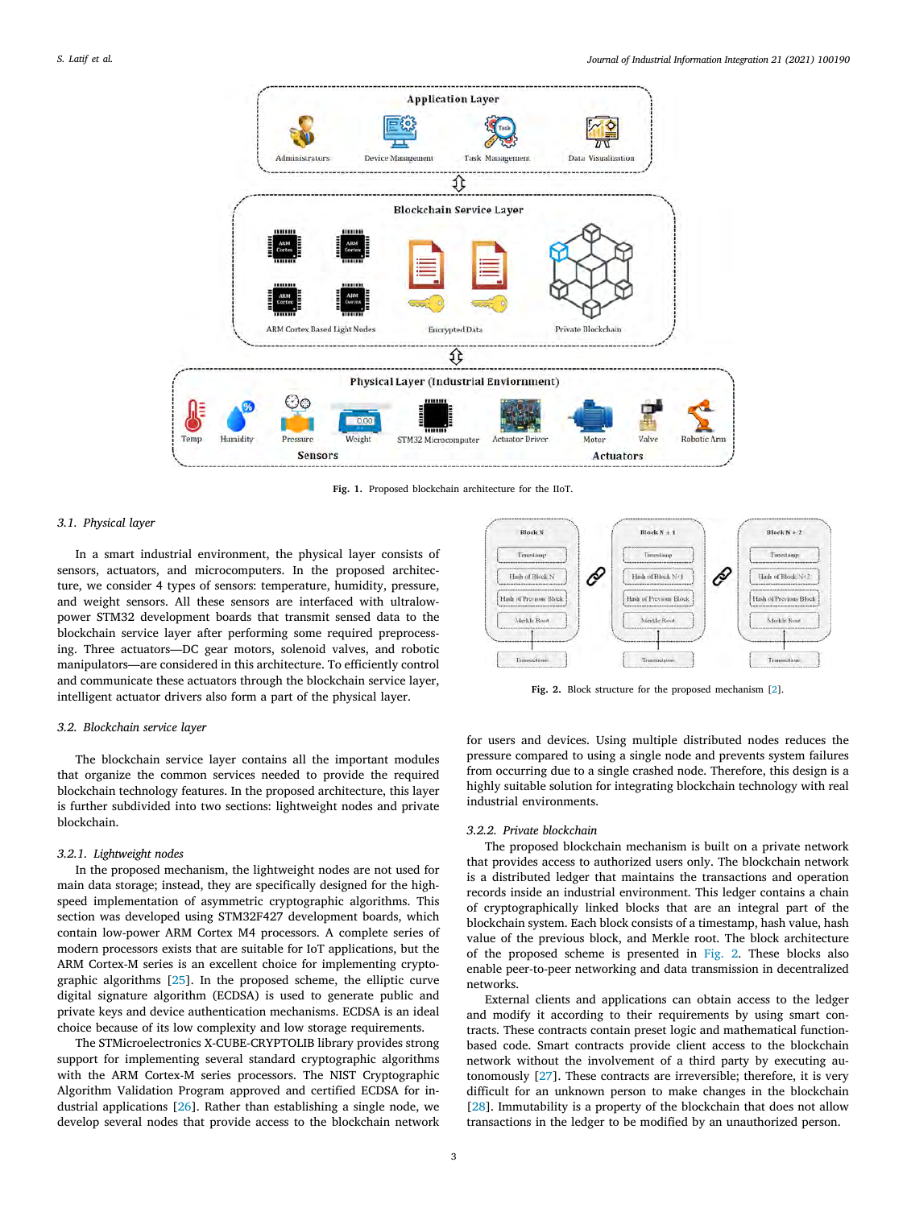Fig. 1. Proposed blockchain architecture for the IIoT.

### 3.1. Physical layer

In a smart industrial environment, the physical layer consists of sensors, actuators, and microcomputers. In the proposed architecture, we consider 4 types of sensors: temperature, humidity, pressure, and weight sensors. All these sensors are interfaced with ultralow-power STM32 development boards that transmit sensed data to the blockchain service layer after performing some required preprocessing. Three actuators—DC gear motors, solenoid valves, and robotic manipulators—are considered in this architecture. To efficiently control and communicate these actuators through the blockchain service layer, intelligent actuator drivers also form a part of the physical layer.

### 3.2. Blockchain service layer

The blockchain service layer contains all the important modules that organize the common services needed to provide the required blockchain technology features. In the proposed architecture, this layer is further subdivided into two sections: lightweight nodes and private blockchain.

#### 3.2.1. Lightweight nodes

In the proposed mechanism, the lightweight nodes are not used for main data storage; instead, they are specifically designed for the high-speed implementation of asymmetric cryptographic algorithms. This section was developed using STM32F427 development boards, which contain low-power ARM Cortex M4 processors. A complete series of modern processors exists that are suitable for IoT applications, but the ARM Cortex-M series is an excellent choice for implementing cryptographic algorithms [25]. In the proposed scheme, the elliptic curve digital signature algorithm (ECDSA) is used to generate public and private keys and device authentication mechanisms. ECDSA is an ideal choice because of its low complexity and low storage requirements.

The STMicroelectronics X-CUBE-CRYPTOLIB library provides strong support for implementing several standard cryptographic algorithms with the ARM Cortex-M series processors. The NIST Cryptographic Algorithm Validation Program approved and certified ECDSA for industrial applications [26]. Rather than establishing a single node, we develop several nodes that provide access to the blockchain network for users and devices. Using multiple distributed nodes reduces the pressure compared to using a single node and prevents system failures from occurring due to a single crashed node. Therefore, this design is a highly suitable solution for integrating blockchain technology with real industrial environments.

Fig. 2. Block structure for the proposed mechanism [2].

#### 3.2.2. Private blockchain

The proposed blockchain mechanism is built on a private network that provides access to authorized users only. The blockchain network is a distributed ledger that maintains the transactions and operation records inside an industrial environment. This ledger contains a chain of cryptographically linked blocks that are an integral part of the blockchain system. Each block consists of a timestamp, hash value, hash value of the previous block, and Merkle root. The block architecture of the proposed scheme is presented in Fig. 2. These blocks also enable peer-to-peer networking and data transmission in decentralized networks.

External clients and applications can obtain access to the ledger and modify it according to their requirements by using smart contracts. These contracts contain preset logic and mathematical function-based code. Smart contracts provide client access to the blockchain network without the involvement of a third party by executing autonomously [27]. These contracts are irreversible; therefore, it is very difficult for an unknown person to make changes in the blockchain [28]. Immutability is a property of the blockchain that does not allow transactions in the ledger to be modified by an unauthorized person.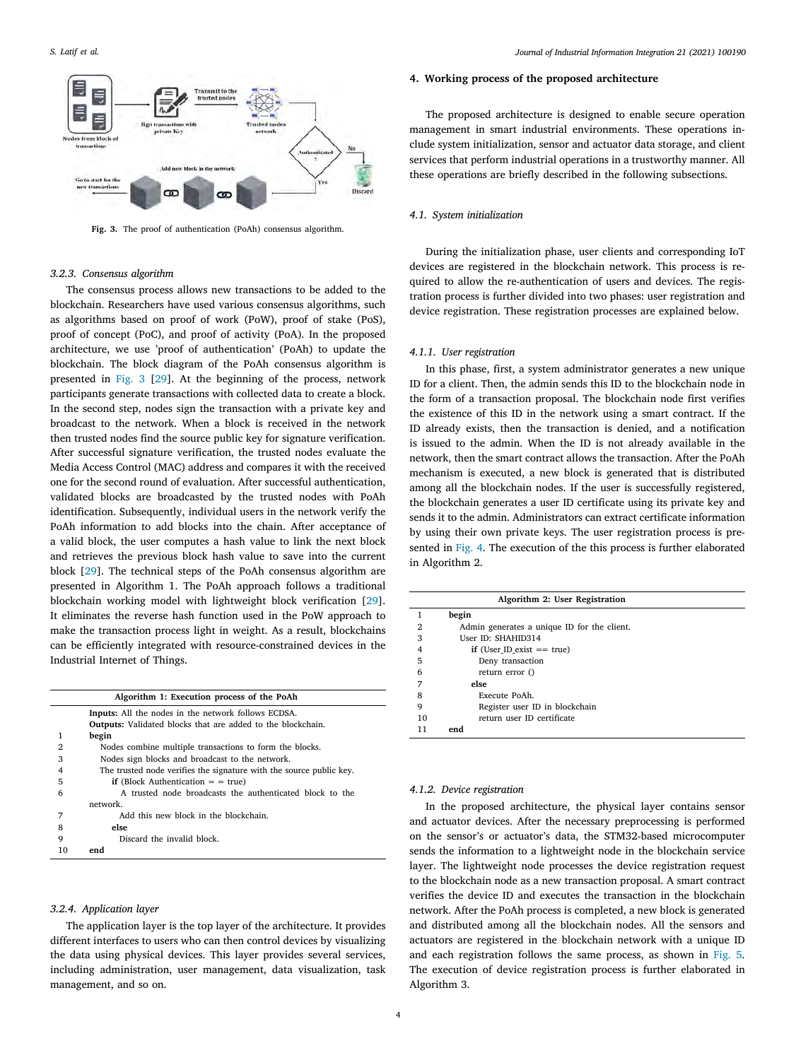Fig. 3. The proof of authentication (PoAh) consensus algorithm.

### 3.2.3. Consensus algorithm

The consensus process allows new transactions to be added to the blockchain. Researchers have used various consensus algorithms, such as algorithms based on proof of work (PoW), proof of stake (PoS), proof of concept (PoC), and proof of activity (PoA). In the proposed architecture, we use 'proof of authentication' (PoAh) to update the blockchain. The block diagram of the PoAh consensus algorithm is presented in Fig. 3 [29]. At the beginning of the process, network participants generate transactions with collected data to create a block. In the second step, nodes sign the transaction with a private key and broadcast to the network. When a block is received in the network then trusted nodes find the source public key for signature verification. After successful signature verification, the trusted nodes evaluate the Media Access Control (MAC) address and compares it with the received one for the second round of evaluation. After successful authentication, validated blocks are broadcasted by the trusted nodes with PoAh identification. Subsequently, individual users in the network verify the PoAh information to add blocks into the chain. After acceptance of a valid block, the user computes a hash value to link the next block and retrieves the previous block hash value to save into the current block [29]. The technical steps of the PoAh consensus algorithm are presented in Algorithm 1. The PoAh approach follows a traditional blockchain working model with lightweight block verification [29]. It eliminates the reverse hash function used in the PoW approach to make the transaction process light in weight. As a result, blockchains can be efficiently integrated with resource-constrained devices in the Industrial Internet of Things.

```
Algorithm 1: Execution process of the PoAh
    Inputs: All the nodes in the network follows ECDSA.
    Outputs: Validated blocks that are added to the blockchain.
1   begin
2     Nodes combine multiple transactions to form the blocks.
3     Nodes sign blocks and broadcast to the network.
4     The trusted node verifies the signature with the source public key.
5       if (Block Authentication = = true)
6         A trusted node broadcasts the authenticated block to the
    network.
7         Add this new block in the blockchain.
8       else
9         Discard the invalid block.
10  end
```

### 3.2.4. Application layer

The application layer is the top layer of the architecture. It provides different interfaces to users who can then control devices by visualizing the data using physical devices. This layer provides several services, including administration, user management, data visualization, task management, and so on.

## 4. Working process of the proposed architecture

The proposed architecture is designed to enable secure operation management in smart industrial environments. These operations include system initialization, sensor and actuator data storage, and client services that perform industrial operations in a trustworthy manner. All these operations are briefly described in the following subsections.

### 4.1. System initialization

During the initialization phase, user clients and corresponding IoT devices are registered in the blockchain network. This process is required to allow the re-authentication of users and devices. The registration process is further divided into two phases: user registration and device registration. These registration processes are explained below.

#### 4.1.1. User registration

In this phase, first, a system administrator generates a new unique ID for a client. Then, the admin sends this ID to the blockchain node in the form of a transaction proposal. The blockchain node first verifies the existence of this ID in the network using a smart contract. If the ID already exists, then the transaction is denied, and a notification is issued to the admin. When the ID is not already available in the network, then the smart contract allows the transaction. After the PoAh mechanism is executed, a new block is generated that is distributed among all the blockchain nodes. If the user is successfully registered, the blockchain generates a user ID certificate using its private key and sends it to the admin. Administrators can extract certificate information by using their own private keys. The user registration process is presented in Fig. 4. The execution of the this process is further elaborated in Algorithm 2.

```
Algorithm 2: User Registration
1   begin
2     Admin generates a unique ID for the client.
3     User ID: SHAHID314
4       if (User_ID_exist == true)
5         Deny transaction
6         return error ()
7       else
8         Execute PoAh.
9         Register user ID in blockchain
10        return user ID certificate
11  end
```

#### 4.1.2. Device registration

In the proposed architecture, the physical layer contains sensor and actuator devices. After the necessary preprocessing is performed on the sensor's or actuator's data, the STM32-based microcomputer sends the information to a lightweight node in the blockchain service layer. The lightweight node processes the device registration request to the blockchain node as a new transaction proposal. A smart contract verifies the device ID and executes the transaction in the blockchain network. After the PoAh process is completed, a new block is generated and distributed among all the blockchain nodes. All the sensors and actuators are registered in the blockchain network with a unique ID and each registration follows the same process, as shown in Fig. 5. The execution of device registration process is further elaborated in Algorithm 3.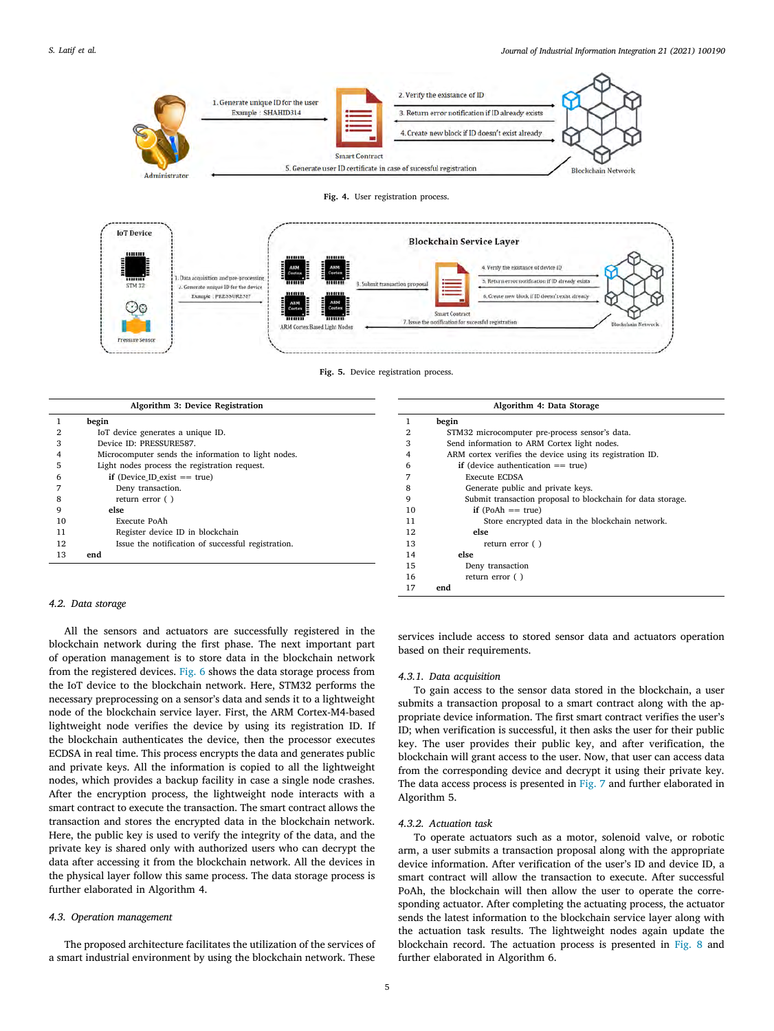Fig. 4. User registration process.

Fig. 5. Device registration process.

**Algorithm 3: Device Registration**

```
1   begin
2     IoT device generates a unique ID.
3     Device ID: PRESSURE587.
4     Microcomputer sends the information to light nodes.
5     Light nodes process the registration request.
6       if (Device_ID_exist == true)
7         Deny transaction.
8         return error ( )
9       else
10        Execute PoAh
11        Register device ID in blockchain
12        Issue the notification of successful registration.
13  end
```

### 4.2. Data storage

All the sensors and actuators are successfully registered in the blockchain network during the first phase. The next important part of operation management is to store data in the blockchain network from the registered devices. Fig. 6 shows the data storage process from the IoT device to the blockchain network. Here, STM32 performs the necessary preprocessing on a sensor's data and sends it to a lightweight node of the blockchain service layer. First, the ARM Cortex-M4-based lightweight node verifies the device by using its registration ID. If the blockchain authenticates the device, then the processor executes ECDSA in real time. This process encrypts the data and generates public and private keys. All the information is copied to all the lightweight nodes, which provides a backup facility in case a single node crashes. After the encryption process, the lightweight node interacts with a smart contract to execute the transaction. The smart contract allows the transaction and stores the encrypted data in the blockchain network. Here, the public key is used to verify the integrity of the data, and the private key is shared only with authorized users who can decrypt the data after accessing it from the blockchain network. All the devices in the physical layer follow this same process. The data storage process is further elaborated in Algorithm 4.

### 4.3. Operation management

The proposed architecture facilitates the utilization of the services of a smart industrial environment by using the blockchain network. These services include access to stored sensor data and actuators operation based on their requirements.

**Algorithm 4: Data Storage**

```
1   begin
2     STM32 microcomputer pre-process sensor's data.
3     Send information to ARM Cortex light nodes.
4     ARM cortex verifies the device using its registration ID.
6       if (device authentication == true)
7         Execute ECDSA
8         Generate public and private keys.
9         Submit transaction proposal to blockchain for data storage.
10          if (PoAh == true)
11            Store encrypted data in the blockchain network.
12          else
13            return error ( )
14      else
15        Deny transaction
16        return error ( )
17  end
```

#### 4.3.1. Data acquisition

To gain access to the sensor data stored in the blockchain, a user submits a transaction proposal to a smart contract along with the appropriate device information. The first smart contract verifies the user's ID; when verification is successful, it then asks the user for their public key. The user provides their public key, and after verification, the blockchain will grant access to the user. Now, that user can access data from the corresponding device and decrypt it using their private key. The data access process is presented in Fig. 7 and further elaborated in Algorithm 5.

#### 4.3.2. Actuation task

To operate actuators such as a motor, solenoid valve, or robotic arm, a user submits a transaction proposal along with the appropriate device information. After verification of the user's ID and device ID, a smart contract will allow the transaction to execute. After successful PoAh, the blockchain will then allow the user to operate the corresponding actuator. After completing the actuating process, the actuator sends the latest information to the blockchain service layer along with the actuation task results. The lightweight nodes again update the blockchain record. The actuation process is presented in Fig. 8 and further elaborated in Algorithm 6.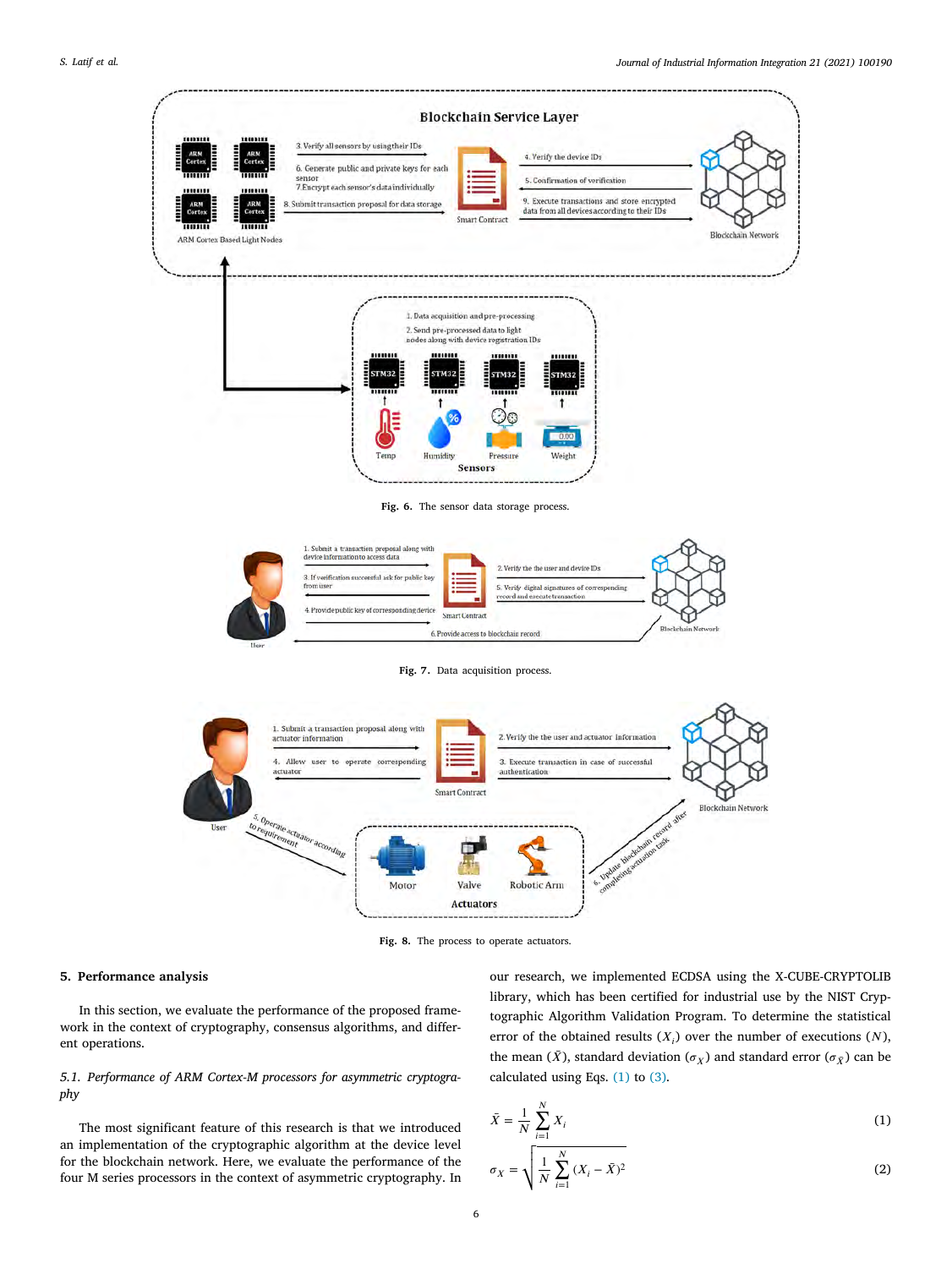Fig. 6. The sensor data storage process.

Fig. 7. Data acquisition process.

Fig. 8. The process to operate actuators.

## 5. Performance analysis

In this section, we evaluate the performance of the proposed framework in the context of cryptography, consensus algorithms, and different operations.

### 5.1. Performance of ARM Cortex-M processors for asymmetric cryptography

The most significant feature of this research is that we introduced an implementation of the cryptographic algorithm at the device level for the blockchain network. Here, we evaluate the performance of the four M series processors in the context of asymmetric cryptography. In our research, we implemented ECDSA using the X-CUBE-CRYPTOLIB library, which has been certified for industrial use by the NIST Cryptographic Algorithm Validation Program. To determine the statistical error of the obtained results ($X_i$) over the number of executions ($N$), the mean ($\bar{X}$), standard deviation ($\sigma_X$) and standard error ($\sigma_{\bar{X}}$) can be calculated using Eqs. (1) to (3).

$$\bar{X} = \frac{1}{N} \sum_{i=1}^{N} X_i \tag{1}$$

$$\sigma_X = \sqrt{\frac{1}{N} \sum_{i=1}^{N} (X_i - \bar{X})^2} \tag{2}$$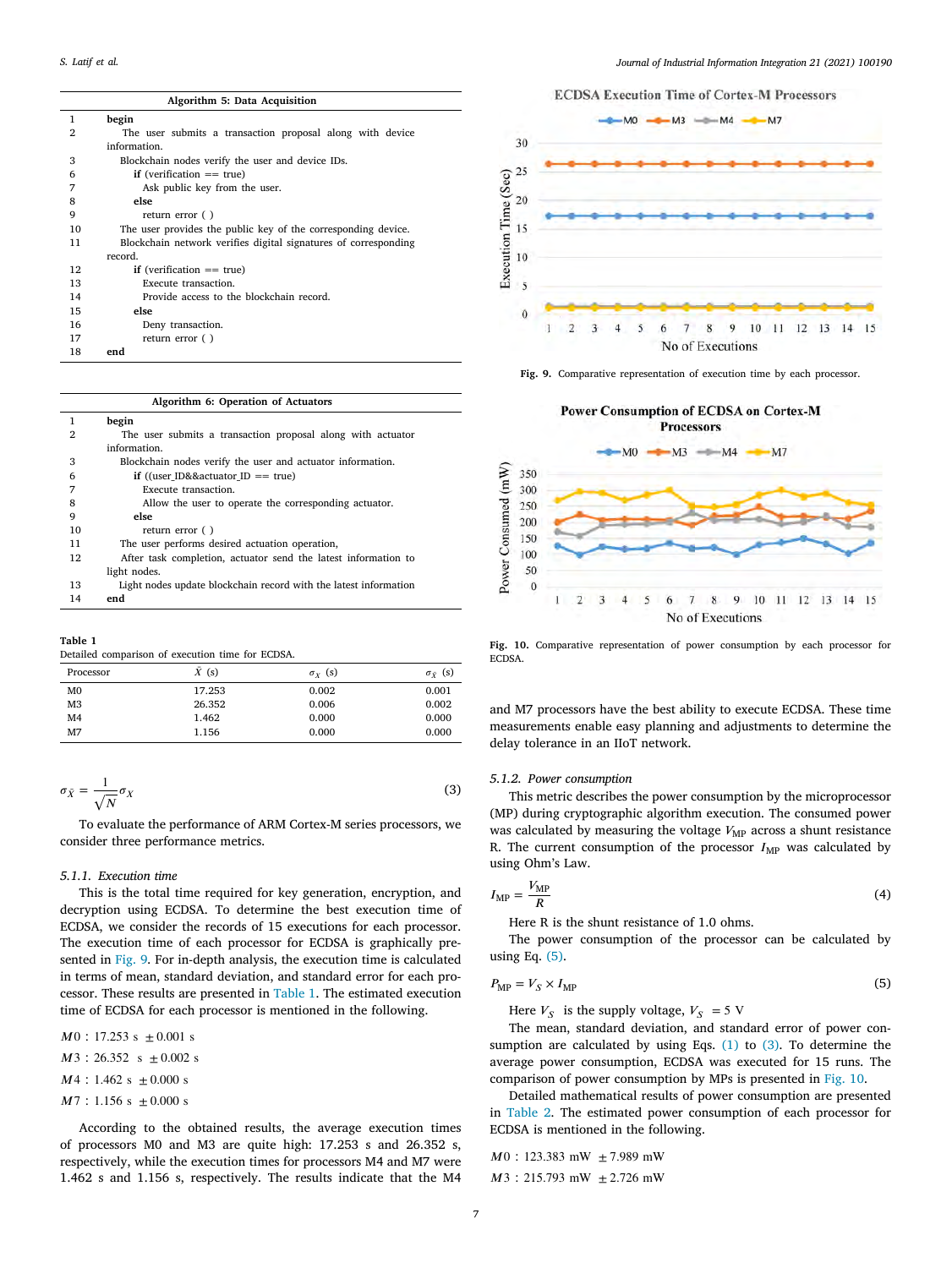**Algorithm 5: Data Acquisition**

```
1   begin
2     The user submits a transaction proposal along with device
      information.
3     Blockchain nodes verify the user and device IDs.
6       if (verification == true)
7         Ask public key from the user.
8       else
9         return error ( )
10    The user provides the public key of the corresponding device.
11    Blockchain network verifies digital signatures of corresponding
      record.
12      if (verification == true)
13        Execute transaction.
14        Provide access to the blockchain record.
15      else
16        Deny transaction.
17        return error ( )
18  end
```

**Algorithm 6: Operation of Actuators**

```
1   begin
2     The user submits a transaction proposal along with actuator
      information.
3     Blockchain nodes verify the user and actuator information.
6       if ((user_ID&&actuator_ID == true)
7         Execute transaction.
8         Allow the user to operate the corresponding actuator.
9       else
10        return error ( )
11    The user performs desired actuation operation,
12    After task completion, actuator send the latest information to
      light nodes.
13    Light nodes update blockchain record with the latest information
14  end
```

**Table 1**
Detailed comparison of execution time for ECDSA.

| Processor | $\bar{X}$ (s) | $\sigma_X$ (s) | $\sigma_{\bar{X}}$ (s) |
|---|---|---|---|
| M0 | 17.253 | 0.002 | 0.001 |
| M3 | 26.352 | 0.006 | 0.002 |
| M4 | 1.462 | 0.000 | 0.000 |
| M7 | 1.156 | 0.000 | 0.000 |

$$\sigma_{\bar{X}} = \frac{1}{\sqrt{N}}\sigma_X \tag{3}$$

To evaluate the performance of ARM Cortex-M series processors, we consider three performance metrics.

#### 5.1.1. Execution time

This is the total time required for key generation, encryption, and decryption using ECDSA. To determine the best execution time of ECDSA, we consider the records of 15 executions for each processor. The execution time of each processor for ECDSA is graphically presented in Fig. 9. For in-depth analysis, the execution time is calculated in terms of mean, standard deviation, and standard error for each processor. These results are presented in Table 1. The estimated execution time of ECDSA for each processor is mentioned in the following.

$M0$ : 17.253 s $\pm$0.001 s

$M3$ : 26.352 s $\pm$0.002 s

$M4$ : 1.462 s $\pm$0.000 s

$M7$ : 1.156 s $\pm$0.000 s

According to the obtained results, the average execution times of processors M0 and M3 are quite high: 17.253 s and 26.352 s, respectively, while the execution times for processors M4 and M7 were 1.462 s and 1.156 s, respectively. The results indicate that the M4 and M7 processors have the best ability to execute ECDSA. These time measurements enable easy planning and adjustments to determine the delay tolerance in an IIoT network.

**Fig. 9.** Comparative representation of execution time by each processor.

**Fig. 10.** Comparative representation of power consumption by each processor for ECDSA.

#### 5.1.2. Power consumption

This metric describes the power consumption by the microprocessor (MP) during cryptographic algorithm execution. The consumed power was calculated by measuring the voltage $V_{MP}$ across a shunt resistance R. The current consumption of the processor $I_{MP}$ was calculated by using Ohm's Law.

$$I_{MP} = \frac{V_{MP}}{R} \tag{4}$$

Here R is the shunt resistance of 1.0 ohms.

The power consumption of the processor can be calculated by using Eq. (5).

$$P_{MP} = V_S \times I_{MP} \tag{5}$$

Here $V_S$ is the supply voltage, $V_S$ = 5 V

The mean, standard deviation, and standard error of power consumption are calculated by using Eqs. (1) to (3). To determine the average power consumption, ECDSA was executed for 15 runs. The comparison of power consumption by MPs is presented in Fig. 10.

Detailed mathematical results of power consumption are presented in Table 2. The estimated power consumption of each processor for ECDSA is mentioned in the following.

$M0$ : 123.383 mW $\pm$7.989 mW

$M3$ : 215.793 mW $\pm$2.726 mW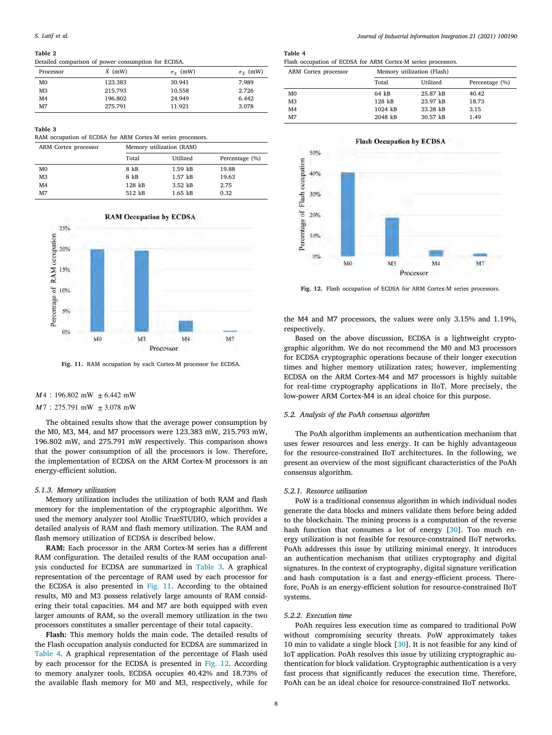**Table 2**
Detailed comparison of power consumption for ECDSA.

| Processor | $\bar{X}$ (mW) | $\sigma_X$ (mW) | $\sigma_{\bar{X}}$ (mW) |
|---|---|---|---|
| M0 | 123.383 | 30.941 | 7.989 |
| M3 | 215.793 | 10.558 | 2.726 |
| M4 | 196.802 | 24.949 | 6.442 |
| M7 | 275.791 | 11.921 | 3.078 |

**Table 3**
RAM occupation of ECDSA for ARM Cortex-M series processors.

| ARM Cortex processor | Memory utilization (RAM) | | |
|---|---|---|---|
| | Total | Utilized | Percentage (%) |
| M0 | 8 kB | 1.59 kB | 19.88 |
| M3 | 8 kB | 1.57 kB | 19.63 |
| M4 | 128 kB | 3.52 kB | 2.75 |
| M7 | 512 kB | 1.65 kB | 0.32 |

**Fig. 11.** RAM occupation by each Cortex-M processor for ECDSA.

$M4$ : 196.802 mW $\pm$ 6.442 mW

$M7$ : 275.791 mW $\pm$ 3.078 mW

The obtained results show that the average power consumption by the M0, M3, M4, and M7 processors were 123.383 mW, 215.793 mW, 196.802 mW, and 275.791 mW respectively. This comparison shows that the power consumption of all the processors is low. Therefore, the implementation of ECDSA on the ARM Cortex-M processors is an energy-efficient solution.

#### 5.1.3. Memory utilization

Memory utilization includes the utilization of both RAM and flash memory for the implementation of the cryptographic algorithm. We used the memory analyzer tool Atollic TrueSTUDIO, which provides a detailed analysis of RAM and flash memory utilization. The RAM and flash memory utilization of ECDSA is described below.

**RAM:** Each processor in the ARM Cortex-M series has a different RAM configuration. The detailed results of the RAM occupation analysis conducted for ECDSA are summarized in Table 3. A graphical representation of the percentage of RAM used by each processor for the ECDSA is also presented in Fig. 11. According to the obtained results, M0 and M3 possess relatively large amounts of RAM considering their total capacities. M4 and M7 are both equipped with even larger amounts of RAM, so the overall memory utilization in the two processors constitutes a smaller percentage of their total capacity.

**Flash:** This memory holds the main code. The detailed results of the Flash occupation analysis conducted for ECDSA are summarized in Table 4. A graphical representation of the percentage of Flash used by each processor for the ECDSA is presented in Fig. 12. According to memory analyzer tools, ECDSA occupies 40.42% and 18.73% of the available flash memory for M0 and M3, respectively, while for the M4 and M7 processors, the values were only 3.15% and 1.19%, respectively.

**Table 4**
Flash occupation of ECDSA for ARM Cortex-M series processors.

| ARM Cortex processor | Memory utilization (Flash) | | |
|---|---|---|---|
| | Total | Utilized | Percentage (%) |
| M0 | 64 kB | 25.87 kB | 40.42 |
| M3 | 128 kB | 23.97 kB | 18.73 |
| M4 | 1024 kB | 33.28 kB | 3.15 |
| M7 | 2048 kB | 30.57 kB | 1.49 |

**Fig. 12.** Flash occupation of ECDSA for ARM Cortex-M series processors.

Based on the above discussion, ECDSA is a lightweight cryptographic algorithm. We do not recommend the M0 and M3 processors for ECDSA cryptographic operations because of their longer execution times and higher memory utilization rates; however, implementing ECDSA on the ARM Cortex-M4 and M7 processors is highly suitable for real-time cryptography applications in IIoT. More precisely, the low-power ARM Cortex-M4 is an ideal choice for this purpose.

### 5.2. Analysis of the PoAh consensus algorithm

The PoAh algorithm implements an authentication mechanism that uses fewer resources and less energy. It can be highly advantageous for the resource-constrained IIoT architectures. In the following, we present an overview of the most significant characteristics of the PoAh consensus algorithm.

#### 5.2.1. Resource utilization

PoW is a traditional consensus algorithm in which individual nodes generate the data blocks and miners validate them before being added to the blockchain. The mining process is a computation of the reverse hash function that consumes a lot of energy [30]. Too much energy utilization is not feasible for resource-constrained IIoT networks. PoAh addresses this issue by utilizing minimal energy. It introduces an authentication mechanism that utilizes cryptography and digital signatures. In the context of cryptography, digital signature verification and hash computation is a fast and energy-efficient process. Therefore, PoAh is an energy-efficient solution for resource-constrained IIoT systems.

#### 5.2.2. Execution time

PoAh requires less execution time as compared to traditional PoW without compromising security threats. PoW approximately takes 10 min to validate a single block [30]. It is not feasible for any kind of IoT application. PoAh resolves this issue by utilizing cryptographic authentication for block validation. Cryptographic authentication is a very fast process that significantly reduces the execution time. Therefore, PoAh can be an ideal choice for resource-constrained IIoT networks.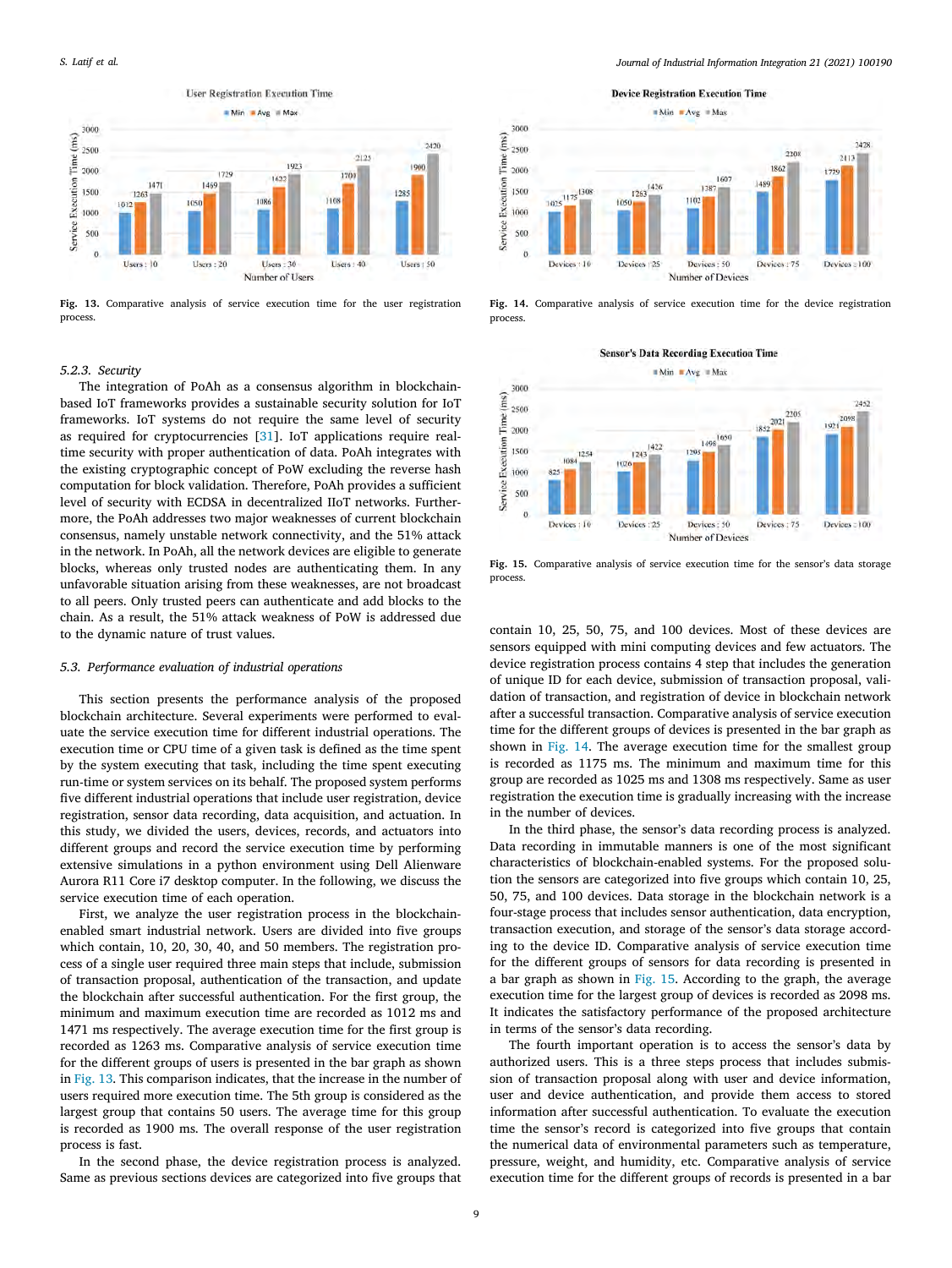Fig. 13. Comparative analysis of service execution time for the user registration process.

Fig. 14. Comparative analysis of service execution time for the device registration process.

Fig. 15. Comparative analysis of service execution time for the sensor's data storage process.

#### 5.2.3. Security

The integration of PoAh as a consensus algorithm in blockchain-based IoT frameworks provides a sustainable security solution for IoT frameworks. IoT systems do not require the same level of security as required for cryptocurrencies [31]. IoT applications require real-time security with proper authentication of data. PoAh integrates with the existing cryptographic concept of PoW excluding the reverse hash computation for block validation. Therefore, PoAh provides a sufficient level of security with ECDSA in decentralized IIoT networks. Furthermore, the PoAh addresses two major weaknesses of current blockchain consensus, namely unstable network connectivity, and the 51% attack in the network. In PoAh, all the network devices are eligible to generate blocks, whereas only trusted nodes are authenticating them. In any unfavorable situation arising from these weaknesses, are not broadcast to all peers. Only trusted peers can authenticate and add blocks to the chain. As a result, the 51% weakness of PoW is addressed due to the dynamic nature of trust values.

### 5.3. Performance evaluation of industrial operations

This section presents the performance analysis of the proposed blockchain architecture. Several experiments were performed to evaluate the service execution time for different industrial operations. The execution time or CPU time of a given task is defined as the time spent by the system executing that task, including the time spent executing run-time or system services on its behalf. The proposed system performs five different industrial operations that include user registration, device registration, sensor data recording, data acquisition, and actuation. In this study, we divided the users, devices, records, and actuators into different groups and record the service execution time by performing extensive simulations in a python environment using Dell Alienware Aurora R11 Core i7 desktop computer. In the following, we discuss the service execution time of each operation.

First, we analyze the user registration process in the blockchain-enabled smart industrial network. Users are divided into five groups which contain, 10, 20, 30, 40, and 50 members. The registration process of a single user required three main steps that include, submission of transaction proposal, authentication of the transaction, and update the blockchain after successful authentication. For the first group, the minimum and maximum execution time are recorded as 1012 ms and 1471 ms respectively. The average execution time for the first group is recorded as 1263 ms. Comparative analysis of service execution time for the different groups of users is presented in the bar graph as shown in Fig. 13. This comparison indicates, that the increase in the number of users required more execution time. The 5th group is considered as the largest group that contains 50 users. The average time for this group is recorded as 1900 ms. The overall response of the user registration process is fast.

In the second phase, the device registration process is analyzed. Same as previous sections devices are categorized into five groups that contain 10, 25, 50, 75, and 100 devices. Most of these devices are sensors equipped with mini computing devices and few actuators. The device registration process contains 4 step that includes the generation of unique ID for each device, submission of transaction proposal, validation of transaction, and registration of device in blockchain network after a successful transaction. Comparative analysis of service execution time for the different groups of devices is presented in the bar graph as shown in Fig. 14. The average execution time for the smallest group is recorded as 1175 ms. The minimum and maximum time for this group are recorded as 1025 ms and 1308 ms respectively. Same as user registration the execution time is gradually increasing with the increase in the number of devices.

In the third phase, the sensor's data recording process is analyzed. Data recording in immutable manners is one of the most significant characteristics of blockchain-enabled systems. For the proposed solution the sensors are categorized into five groups which contain 10, 25, 50, 75, and 100 devices. Data storage in the blockchain network is a four-stage process that includes sensor authentication, data encryption, transaction execution, and storage of the sensor's data storage according to the device ID. Comparative analysis of service execution time for the different groups of sensors for data recording is presented in a bar graph as shown in Fig. 15. According to the graph, the average execution time for the largest group of devices is recorded as 2098 ms. It indicates the satisfactory performance of the proposed architecture in terms of the sensor's data recording.

The fourth important operation is to access the sensor's data by authorized users. This is a three steps process that includes submission of transaction proposal along with user and device information, user and device authentication, and provide them access to stored information after successful authentication. To evaluate the execution time the sensor's record is categorized into five groups that contain the numerical data of environmental parameters such as temperature, pressure, weight, and humidity, etc. Comparative analysis of service execution time for the different groups of records is presented in a bar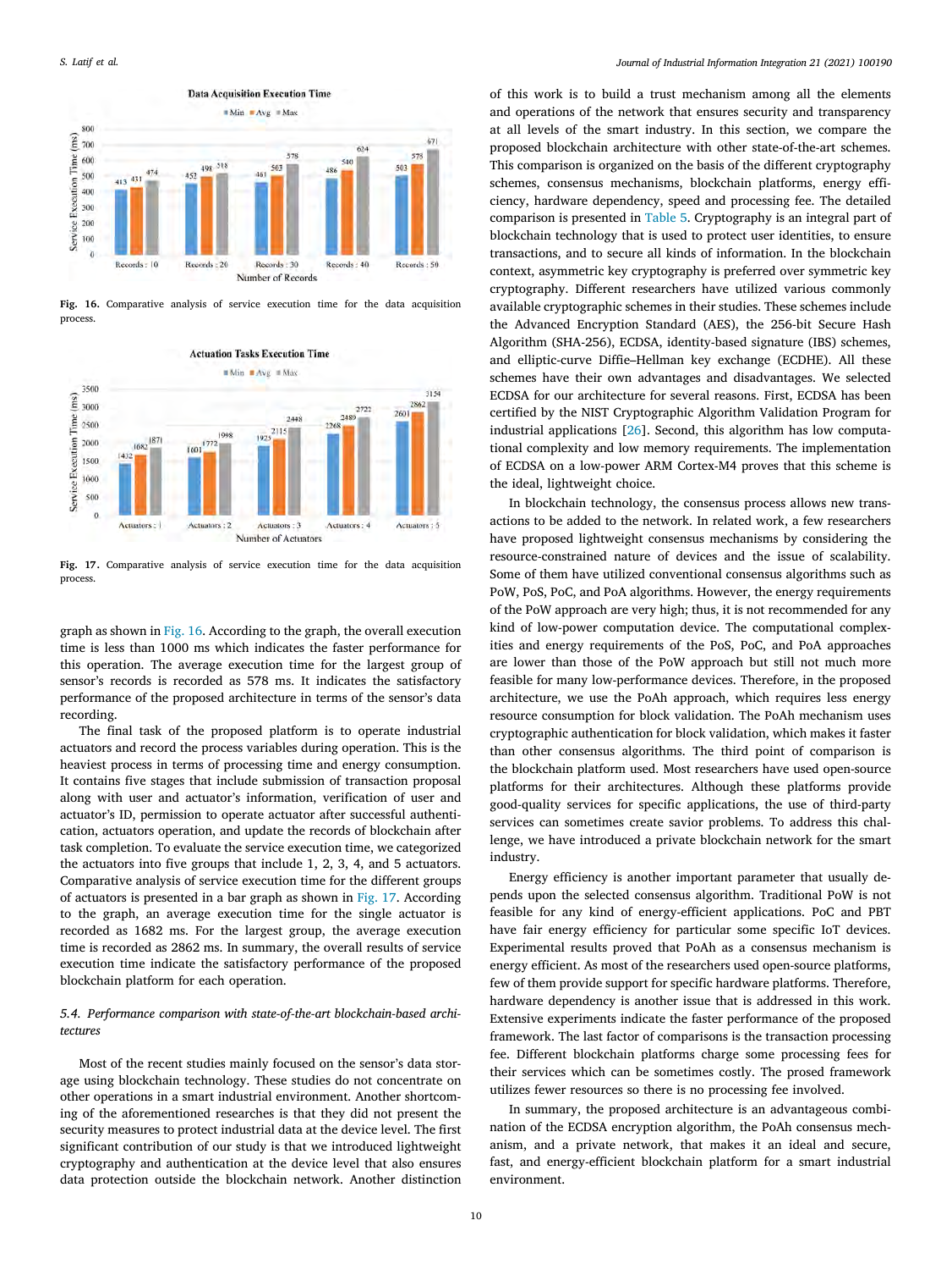Data Acquisition Execution Time

Fig. 16. Comparative analysis of service execution time for the data acquisition process.

Actuation Tasks Execution Time

Fig. 17. Comparative analysis of service execution time for the data acquisition process.

graph as shown in Fig. 16. According to the graph, the overall execution time is less than 1000 ms which indicates the faster performance for this operation. The average execution time for the largest group of sensor's records is recorded as 578 ms. It indicates the satisfactory performance of the proposed architecture in terms of the sensor's data recording.

The final task of the proposed platform is to operate industrial actuators and record the process variables during operation. This is the heaviest process in terms of processing time and energy consumption. It contains five stages that include submission of transaction proposal along with user and actuator's information, verification of user and actuator's ID, permission to operate actuator after successful authentication, actuators operation, and update the records of blockchain after task completion. To evaluate the service execution time, we categorized the actuators into five groups that include 1, 2, 3, 4, and 5 actuators. Comparative analysis of service execution time for the different groups of actuators is presented in a bar graph as shown in Fig. 17. According to the graph, an average execution time for the single actuator is recorded as 1682 ms. For the largest group, the average execution time is recorded as 2862 ms. In summary, the overall results of service execution time indicate the satisfactory performance of the proposed blockchain platform for each operation.

### *5.4. Performance comparison with state-of-the-art blockchain-based architectures*

Most of the recent studies mainly focused on the sensor's data storage using blockchain technology. These studies do not concentrate on other operations in a smart industrial environment. Another shortcoming of the aforementioned researches is that they did not present the security measures to protect industrial data at the device level. The first significant contribution of our study is that we introduced lightweight cryptography and authentication at the device level that also ensures data protection outside the blockchain network. Another distinction of this work is to build a trust mechanism among all the elements and operations of the network that ensures security and transparency at all levels of the smart industry. In this section, we compare the proposed blockchain architecture with other state-of-the-art schemes. This comparison is organized on the basis of the different cryptography schemes, consensus mechanisms, blockchain platforms, energy efficiency, hardware dependency, speed and processing fee. The detailed comparison is presented in Table 5. Cryptography is an integral part of blockchain technology that is used to protect user identities, to ensure transactions, and to secure all kinds of information. In the blockchain context, asymmetric key cryptography is preferred over symmetric key cryptography. Different researchers have utilized various commonly available cryptographic schemes in their studies. These schemes include the Advanced Encryption Standard (AES), the 256-bit Secure Hash Algorithm (SHA-256), ECDSA, identity-based signature (IBS) schemes, and elliptic-curve Diffie–Hellman key exchange (ECDHE). All these schemes have their own advantages and disadvantages. We selected ECDSA for our architecture for several reasons. First, ECDSA has been certified by the NIST Cryptographic Algorithm Validation Program for industrial applications [26]. Second, this algorithm has low computational complexity and low memory requirements. The implementation of ECDSA on a low-power ARM Cortex-M4 proves that this scheme is the ideal, lightweight choice.

In blockchain technology, the consensus process allows new transactions to be added to the network. In related work, a few researchers have proposed lightweight consensus mechanisms by considering the resource-constrained nature of devices and the issue of scalability. Some of them have utilized conventional consensus algorithms such as PoW, PoS, PoC, and PoA algorithms. However, the energy requirements of the PoW approach are very high; thus, it is not recommended for any kind of low-power computation device. The computational complexities and energy requirements of the PoS, PoC, and PoA approaches are lower than those of the PoW approach but still not much more feasible for many low-performance devices. Therefore, in the proposed architecture, we use the PoAh approach, which requires less energy resource consumption for block validation. The PoAh mechanism uses cryptographic authentication for block validation, which makes it faster than other consensus algorithms. The third point of comparison is the blockchain platform used. Most researchers have used open-source platforms for their architectures. Although these platforms provide good-quality services for specific applications, the use of third-party services can sometimes create savior problems. To address this challenge, we have introduced a private blockchain network for the smart industry.

Energy efficiency is another important parameter that usually depends upon the selected consensus algorithm. Traditional PoW is not feasible for any kind of energy-efficient applications. PoC and PBT have fair energy efficiency for particular some specific IoT devices. Experimental results proved that PoAh as a consensus mechanism is energy efficient. As most of the researchers used open-source platforms, few of them provide support for specific hardware platforms. Therefore, hardware dependency is another issue that is addressed in this work. Extensive experiments indicate the faster performance of the proposed framework. The last factor of comparisons is the transaction processing fee. Different blockchain platforms charge some processing fees for their services which can be sometimes costly. The prosed framework utilizes fewer resources so there is no processing fee involved.

In summary, the proposed architecture is an advantageous combination of the ECDSA encryption algorithm, the PoAh consensus mechanism, and a private network, that makes it an ideal and secure, fast, and energy-efficient blockchain platform for a smart industrial environment.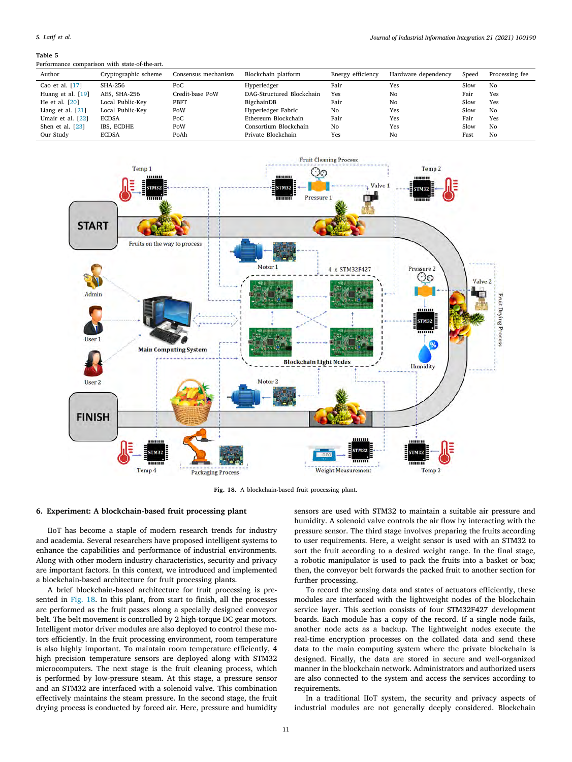**Table 5**
Performance comparison with state-of-the-art.

| Author | Cryptographic scheme | Consensus mechanism | Blockchain platform | Energy efficiency | Hardware dependency | Speed | Processing fee |
|---|---|---|---|---|---|---|---|
| Cao et al. [17] | SHA-256 | PoC | Hyperledger | Fair | Yes | Slow | No |
| Huang et al. [19] | AES, SHA-256 | Credit-base PoW | DAG-Structured Blockchain | Yes | No | Fair | Yes |
| He et al. [20] | Local Public-Key | PBFT | BigchainDB | Fair | No | Slow | Yes |
| Liang et al. [21] | Local Public-Key | PoW | Hyperledger Fabric | No | Yes | Slow | No |
| Umair et al. [22] | ECDSA | PoC | Ethereum Blockchain | Fair | Yes | Fair | Yes |
| Shen et al. [23] | IBS, ECDHE | PoW | Consortium Blockchain | No | Yes | Slow | No |
| Our Study | ECDSA | PoAh | Private Blockchain | Yes | No | Fast | No |

**Fig. 18.** A blockchain-based fruit processing plant.

## 6. Experiment: A blockchain-based fruit processing plant

IIoT has become a staple of modern research trends for industry and academia. Several researchers have proposed intelligent systems to enhance the capabilities and performance of industrial environments. Along with other modern industry characteristics, security and privacy are important factors. In this context, we introduced and implemented a blockchain-based architecture for fruit processing plants.

A brief blockchain-based architecture for fruit processing is presented in Fig. 18. In this plant, from start to finish, all the processes are performed as the fruit passes along a specially designed conveyor belt. The belt movement is controlled by 2 high-torque DC gear motors. Intelligent motor driver modules are also deployed to control these motors efficiently. In the fruit processing environment, room temperature is also highly important. To maintain room temperature efficiently, 4 high precision temperature sensors are deployed along with STM32 microcomputers. The next stage is the fruit cleaning process, which is performed by low-pressure steam. At this stage, a pressure sensor and an STM32 are interfaced with a solenoid valve. This combination effectively maintains the steam pressure. In the second stage, the fruit drying process is conducted by forced air. Here, pressure and humidity sensors are used with STM32 to maintain a suitable air pressure and humidity. A solenoid valve controls the air flow by interacting with the pressure sensor. The third stage involves preparing the fruits according to user requirements. Here, a weight sensor is used with an STM32 to sort the fruit according to a desired weight range. In the final stage, a robotic manipulator is used to pack the fruits into a basket or box; then, the conveyor belt forwards the packed fruit to another section for further processing.

To record the sensing data and states of actuators efficiently, these modules are interfaced with the lightweight nodes of the blockchain service layer. This section consists of four STM32F427 development boards. Each module has a copy of the record. If a single node fails, another node acts as a backup. The lightweight nodes execute the real-time encryption processes on the collated data and send these data to the main computing system where the private blockchain is designed. Finally, the data are stored in secure and well-organized manner in the blockchain network. Administrators and authorized users are also connected to the system and access the services according to requirements.

In a traditional IIoT system, the security and privacy aspects of industrial modules are not generally deeply considered. Blockchain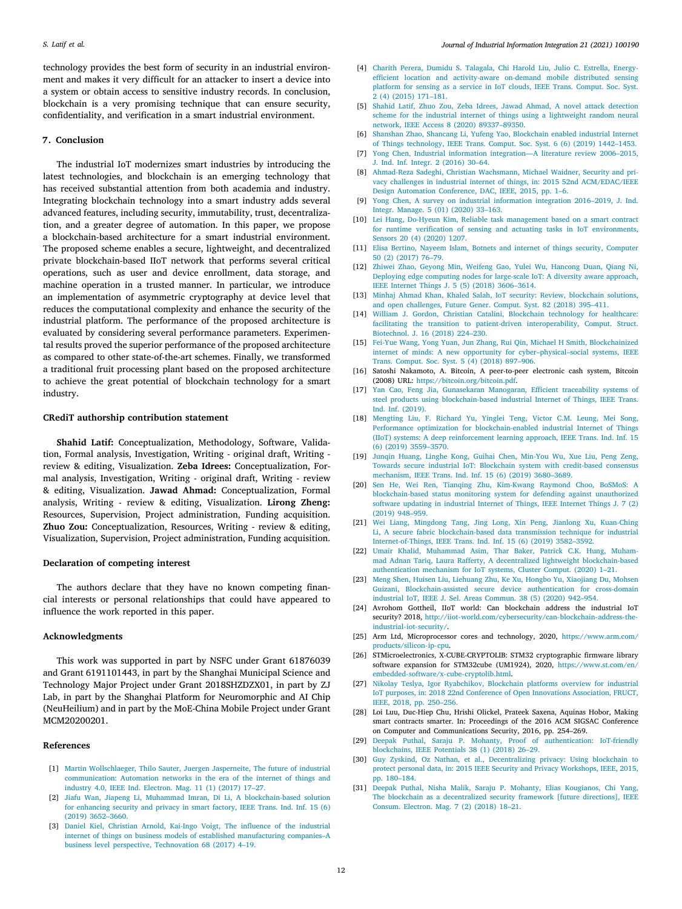technology provides the best form of security in an industrial environment and makes it very difficult for an attacker to insert a device into a system or obtain access to sensitive industry records. In conclusion, blockchain is a very promising technique that can ensure security, confidentiality, and verification in a smart industrial environment.

## 7. Conclusion

The industrial IoT modernizes smart industries by introducing the latest technologies, and blockchain is an emerging technology that has received substantial attention from both academia and industry. Integrating blockchain technology into a smart industry adds several advanced features, including security, immutability, trust, decentralization, and a greater degree of automation. In this paper, we propose a blockchain-based architecture for a smart industrial environment. The proposed scheme enables a secure, lightweight, and decentralized private blockchain-based IIoT network that performs several critical operations, such as user and device enrollment, data storage, and machine operation in a trusted manner. In particular, we introduce an implementation of asymmetric cryptography at device level that reduces the computational complexity and enhance the security of the industrial platform. The performance of the proposed architecture is evaluated by considering several performance parameters. Experimental results proved the superior performance of the proposed architecture as compared to other state-of-the-art schemes. Finally, we transformed a traditional fruit processing plant based on the proposed architecture to achieve the great potential of blockchain technology for a smart industry.

## CRediT authorship contribution statement

**Shahid Latif:** Conceptualization, Methodology, Software, Validation, Formal analysis, Investigation, Writing - original draft, Writing - review & editing, Visualization. **Zeba Idrees:** Conceptualization, Formal analysis, Investigation, Writing - original draft, Writing - review & editing, Visualization. **Jawad Ahmad:** Conceptualization, Formal analysis, Writing - review & editing, Visualization. **Lirong Zheng:** Resources, Supervision, Project administration, Funding acquisition. **Zhuo Zou:** Conceptualization, Resources, Writing - review & editing, Visualization, Supervision, Project administration, Funding acquisition.

## Declaration of competing interest

The authors declare that they have no known competing financial interests or personal relationships that could have appeared to influence the work reported in this paper.

## Acknowledgments

This work was supported in part by NSFC under Grant 61876039 and Grant 6191101443, in part by the Shanghai Municipal Science and Technology Major Project under Grant 2018SHZDZX01, in part by ZJ Lab, in part by the Shanghai Platform for Neuromorphic and AI Chip (NeuHeilium) and in part by the MoE-China Mobile Project under Grant MCM20200201.

## References

[1] Martin Wollschlaeger, Thilo Sauter, Juergen Jasperneite, The future of industrial communication: Automation networks in the era of the internet of things and industry 4.0, IEEE Ind. Electron. Mag. 11 (1) (2017) 17–27.

[2] Jiafu Wan, Jiapeng Li, Muhammad Imran, Di Li, A blockchain-based solution for enhancing security and privacy in smart factory, IEEE Trans. Ind. Inf. 15 (6) (2019) 3652–3660.

[3] Daniel Kiel, Christian Arnold, Kai-Ingo Voigt, The influence of the industrial internet of things on business models of established manufacturing companies–A business level perspective, Technovation 68 (2017) 4–19.

[4] Charith Perera, Dumidu S. Talagala, Chi Harold Liu, Julio C. Estrella, Energy-efficient location and activity-aware on-demand mobile distributed sensing platform for sensing as a service in IoT clouds, IEEE Trans. Comput. Soc. Syst. 2 (4) (2015) 171–181.

[5] Shahid Latif, Zhuo Zou, Zeba Idrees, Jawad Ahmad, A novel attack detection scheme for the industrial internet of things using a lightweight random neural network, IEEE Access 8 (2020) 89337–89350.

[6] Shanshan Zhao, Shancang Li, Yufeng Yao, Blockchain enabled industrial Internet of Things technology, IEEE Trans. Comput. Soc. Syst. 6 (6) (2019) 1442–1453.

[7] Yong Chen, Industrial information integration—A literature review 2006–2015, J. Ind. Inf. Integr. 2 (2016) 30–64.

[8] Ahmad-Reza Sadeghi, Christian Wachsmann, Michael Waidner, Security and privacy challenges in industrial internet of things, in: 2015 52nd ACM/EDAC/IEEE Design Automation Conference, DAC, IEEE, 2015, pp. 1–6.

[9] Yong Chen, A survey on industrial information integration 2016–2019, J. Ind. Integr. Manage. 5 (01) (2020) 33–163.

[10] Lei Hang, Do-Hyeun Kim, Reliable task management based on a smart contract for runtime verification of sensing and actuating tasks in IoT environments, Sensors 20 (4) (2020) 1207.

[11] Elisa Bertino, Nayeem Islam, Botnets and internet of things security, Computer 50 (2) (2017) 76–79.

[12] Zhiwei Zhao, Geyong Min, Weifeng Gao, Yulei Wu, Hancong Duan, Qiang Ni, Deploying edge computing nodes for large-scale IoT: A diversity aware approach, IEEE Internet Things J. 5 (5) (2018) 3606–3614.

[13] Minhaj Ahmad Khan, Khaled Salah, IoT security: Review, blockchain solutions, and open challenges, Future Gener. Comput. Syst. 82 (2018) 395–411.

[14] William J. Gordon, Christian Catalini, Blockchain technology for healthcare: facilitating the transition to patient-driven interoperability, Comput. Struct. Biotechnol. J. 16 (2018) 224–230.

[15] Fei-Yue Wang, Yong Yuan, Jun Zhang, Rui Qin, Michael H Smith, Blockchainized internet of minds: A new opportunity for cyber–physical–social systems, IEEE Trans. Comput. Soc. Syst. 5 (4) (2018) 897–906.

[16] Satoshi Nakamoto, A. Bitcoin, A peer-to-peer electronic cash system, Bitcoin (2008) URL: https://bitcoin.org/bitcoin.pdf.

[17] Yan Cao, Feng Jia, Gunasekaran Manogaran, Efficient traceability systems of steel products using blockchain-based industrial Internet of Things, IEEE Trans. Ind. Inf. (2019).

[18] Mengting Liu, F. Richard Yu, Yinglei Teng, Victor C.M. Leung, Mei Song, Performance optimization for blockchain-enabled industrial Internet of Things (IIoT) systems: A deep reinforcement learning approach, IEEE Trans. Ind. Inf. 15 (6) (2019) 3559–3570.

[19] Junqin Huang, Linghe Kong, Guihai Chen, Min-You Wu, Xue Liu, Peng Zeng, Towards secure industrial IoT: Blockchain system with credit-based consensus mechanism, IEEE Trans. Ind. Inf. 15 (6) (2019) 3680–3689.

[20] Sen He, Wei Ren, Tianqing Zhu, Kim-Kwang Raymond Choo, BoSMoS: A blockchain-based status monitoring system for defending against unauthorized software updating in industrial Internet of Things, IEEE Internet Things J. 7 (2) (2019) 948–959.

[21] Wei Liang, Mingdong Tang, Jing Long, Xin Peng, Jianlong Xu, Kuan-Ching Li, A secure fabric blockchain-based data transmission technique for industrial Internet-of-Things, IEEE Trans. Ind. Inf. 15 (6) (2019) 3582–3592.

[22] Umair Khalid, Muhammad Asim, Thar Baker, Patrick C.K. Hung, Muhammad Adnan Tariq, Laura Rafferty, A decentralized lightweight blockchain-based authentication mechanism for IoT systems, Cluster Comput. (2020) 1–21.

[23] Meng Shen, Huisen Liu, Liehuang Zhu, Ke Xu, Hongbo Yu, Xiaojiang Du, Mohsen Guizani, Blockchain-assisted secure device authentication for cross-domain industrial IoT, IEEE J. Sel. Areas Commun. 38 (5) (2020) 942–954.

[24] Avrohom Gottheil, IIoT world: Can blockchain address the industrial IoT security? 2018, http://iiot-world.com/cybersecurity/can-blockchain-address-the-industrial-iot-security/.

[25] Arm Ltd, Microprocessor cores and technology, 2020, https://www.arm.com/products/silicon-ip-cpu.

[26] STMicroelectronics, X-CUBE-CRYPTOLIB: STM32 cryptographic firmware library software expansion for STM32cube (UM1924), 2020, https://www.st.com/en/embedded-software/x-cube-cryptolib.html.

[27] Nikolay Teslya, Igor Ryabchikov, Blockchain platforms overview for industrial IoT purposes, in: 2018 22nd Conference of Open Innovations Association, FRUCT, IEEE, 2018, pp. 250–256.

[28] Loi Luu, Duc-Hiep Chu, Hrishi Olickel, Prateek Saxena, Aquinas Hobor, Making smart contracts smarter. In: Proceedings of the 2016 ACM SIGSAC Conference on Computer and Communications Security, 2016, pp. 254–269.

[29] Deepak Puthal, Saraju P. Mohanty, Proof of authentication: IoT-friendly blockchains, IEEE Potentials 38 (1) (2018) 26–29.

[30] Guy Zyskind, Oz Nathan, et al., Decentralizing privacy: Using blockchain to protect personal data, in: 2015 IEEE Security and Privacy Workshops, IEEE, 2015, pp. 180–184.

[31] Deepak Puthal, Nisha Malik, Saraju P. Mohanty, Elias Kougianos, Chi Yang, The blockchain as a decentralized security framework [future directions], IEEE Consum. Electron. Mag. 7 (2) (2018) 18–21.